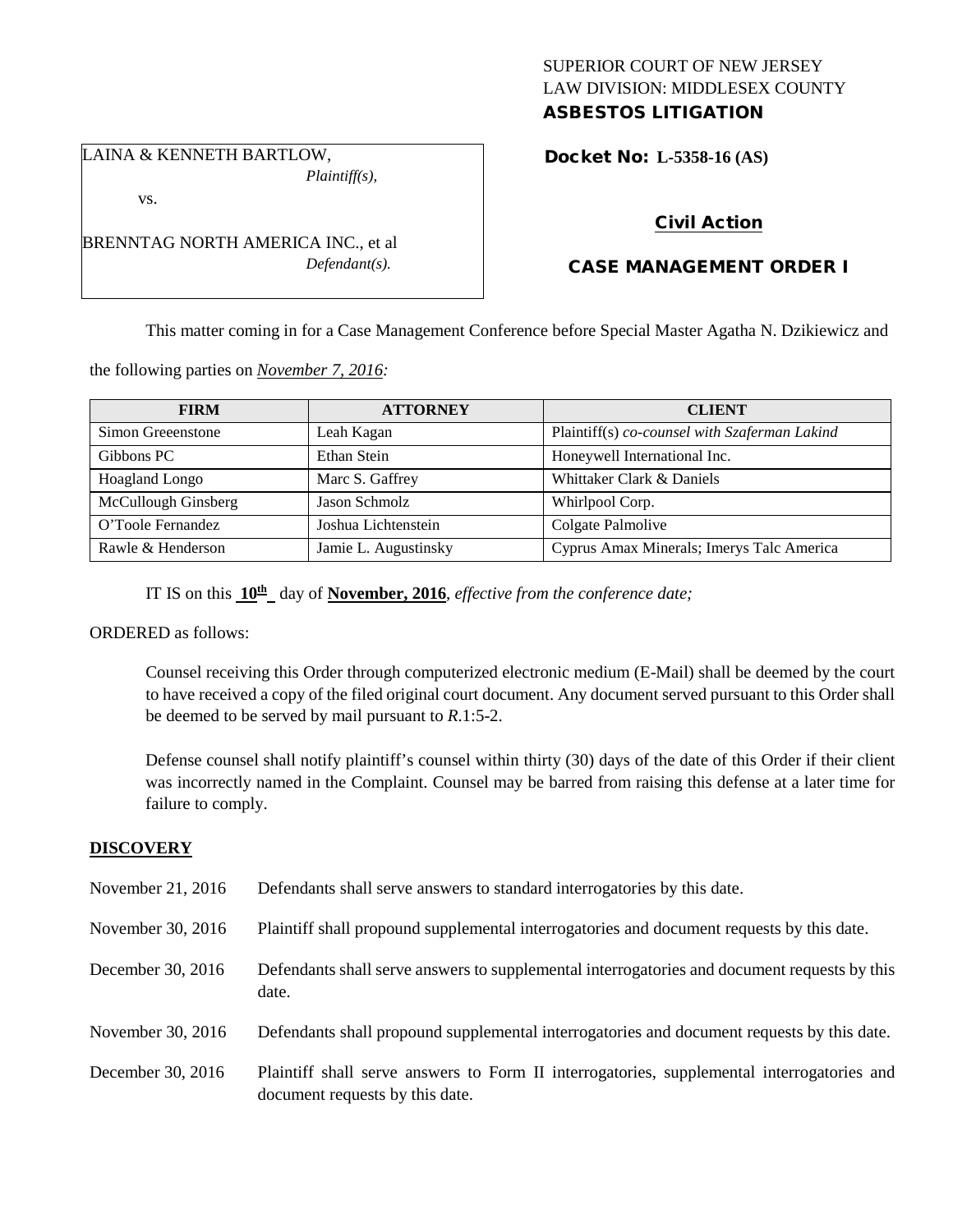SUPERIOR COURT OF NEW JERSEY
LAW DIVISION: MIDDLESEX COUNTY
**ASBESTOS LITIGATION**

LAINA & KENNETH BARTLOW,
*Plaintiff(s),*

vs.

BRENNTAG NORTH AMERICA INC., et al
*Defendant(s).*

**Docket No: L-5358-16 (AS)**

**Civil Action**

**CASE MANAGEMENT ORDER I**

This matter coming in for a Case Management Conference before Special Master Agatha N. Dzikiewicz and the following parties on *November 7, 2016:*

| FIRM | ATTORNEY | CLIENT |
| --- | --- | --- |
| Simon Greeenstone | Leah Kagan | Plaintiff(s) *co-counsel with Szaferman Lakind* |
| Gibbons PC | Ethan Stein | Honeywell International Inc. |
| Hoagland Longo | Marc S. Gaffrey | Whittaker Clark & Daniels |
| McCullough Ginsberg | Jason Schmolz | Whirlpool Corp. |
| O'Toole Fernandez | Joshua Lichtenstein | Colgate Palmolive |
| Rawle & Henderson | Jamie L. Augustinsky | Cyprus Amax Minerals; Imerys Talc America |

IT IS on this **10th** day of **November, 2016**, *effective from the conference date;*

ORDERED as follows:

Counsel receiving this Order through computerized electronic medium (E-Mail) shall be deemed by the court to have received a copy of the filed original court document. Any document served pursuant to this Order shall be deemed to be served by mail pursuant to *R*.1:5-2.

Defense counsel shall notify plaintiff's counsel within thirty (30) days of the date of this Order if their client was incorrectly named in the Complaint. Counsel may be barred from raising this defense at a later time for failure to comply.

## DISCOVERY

| | |
| --- | --- |
| November 21, 2016 | Defendants shall serve answers to standard interrogatories by this date. |
| November 30, 2016 | Plaintiff shall propound supplemental interrogatories and document requests by this date. |
| December 30, 2016 | Defendants shall serve answers to supplemental interrogatories and document requests by this date. |
| November 30, 2016 | Defendants shall propound supplemental interrogatories and document requests by this date. |
| December 30, 2016 | Plaintiff shall serve answers to Form II interrogatories, supplemental interrogatories and document requests by this date. |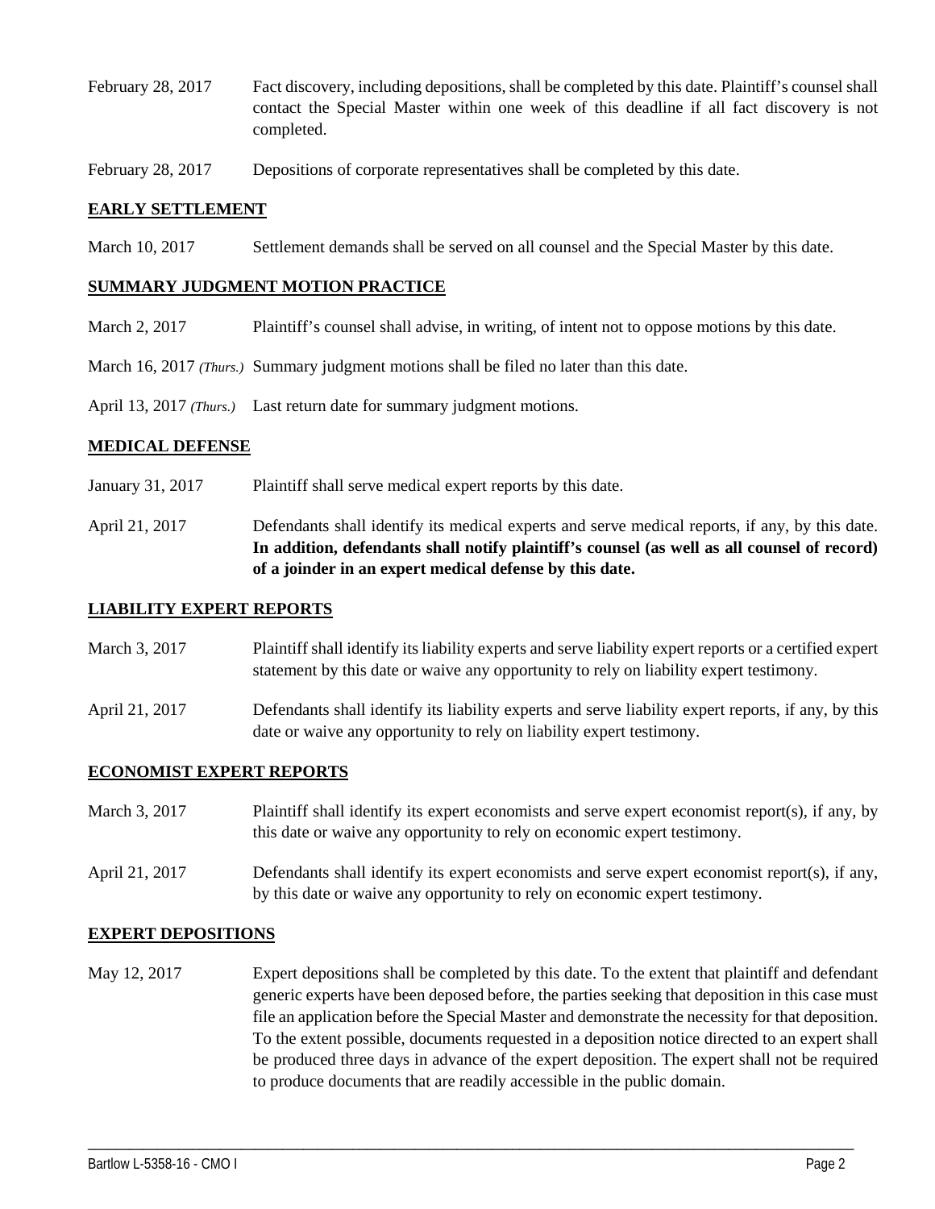February 28, 2017 Fact discovery, including depositions, shall be completed by this date. Plaintiff's counsel shall contact the Special Master within one week of this deadline if all fact discovery is not completed.

February 28, 2017 Depositions of corporate representatives shall be completed by this date.

## EARLY SETTLEMENT

March 10, 2017 Settlement demands shall be served on all counsel and the Special Master by this date.

## SUMMARY JUDGMENT MOTION PRACTICE

March 2, 2017 Plaintiff's counsel shall advise, in writing, of intent not to oppose motions by this date.

March 16, 2017 *(Thurs.)* Summary judgment motions shall be filed no later than this date.

April 13, 2017 *(Thurs.)* Last return date for summary judgment motions.

## MEDICAL DEFENSE

January 31, 2017 Plaintiff shall serve medical expert reports by this date.

April 21, 2017 Defendants shall identify its medical experts and serve medical reports, if any, by this date. **In addition, defendants shall notify plaintiff's counsel (as well as all counsel of record) of a joinder in an expert medical defense by this date.**

## LIABILITY EXPERT REPORTS

March 3, 2017 Plaintiff shall identify its liability experts and serve liability expert reports or a certified expert statement by this date or waive any opportunity to rely on liability expert testimony.

April 21, 2017 Defendants shall identify its liability experts and serve liability expert reports, if any, by this date or waive any opportunity to rely on liability expert testimony.

## ECONOMIST EXPERT REPORTS

March 3, 2017 Plaintiff shall identify its expert economists and serve expert economist report(s), if any, by this date or waive any opportunity to rely on economic expert testimony.

April 21, 2017 Defendants shall identify its expert economists and serve expert economist report(s), if any, by this date or waive any opportunity to rely on economic expert testimony.

## EXPERT DEPOSITIONS

May 12, 2017 Expert depositions shall be completed by this date. To the extent that plaintiff and defendant generic experts have been deposed before, the parties seeking that deposition in this case must file an application before the Special Master and demonstrate the necessity for that deposition. To the extent possible, documents requested in a deposition notice directed to an expert shall be produced three days in advance of the expert deposition. The expert shall not be required to produce documents that are readily accessible in the public domain.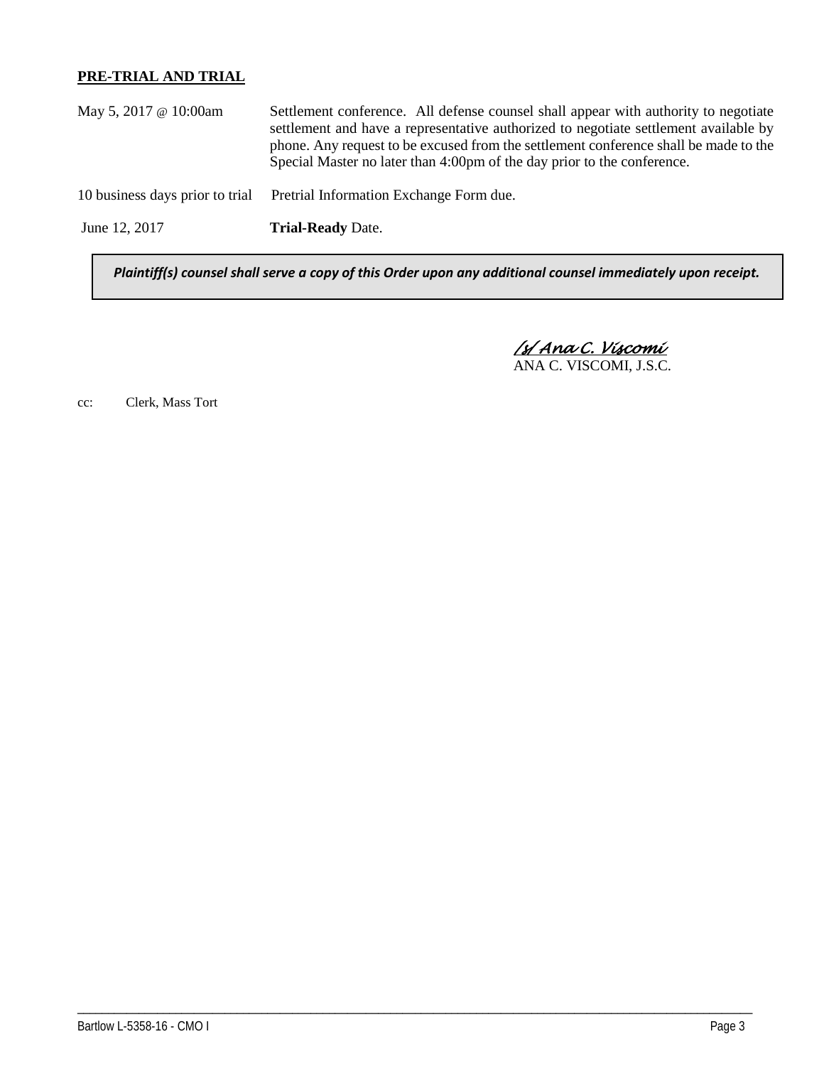## PRE-TRIAL AND TRIAL

| | |
|---|---|
| May 5, 2017 @ 10:00am | Settlement conference. All defense counsel shall appear with authority to negotiate settlement and have a representative authorized to negotiate settlement available by phone. Any request to be excused from the settlement conference shall be made to the Special Master no later than 4:00pm of the day prior to the conference. |
| 10 business days prior to trial | Pretrial Information Exchange Form due. |
| June 12, 2017 | **Trial-Ready** Date. |

***Plaintiff(s) counsel shall serve a copy of this Order upon any additional counsel immediately upon receipt.***

/s/ Ana C. Viscomi
ANA C. VISCOMI, J.S.C.

cc: Clerk, Mass Tort